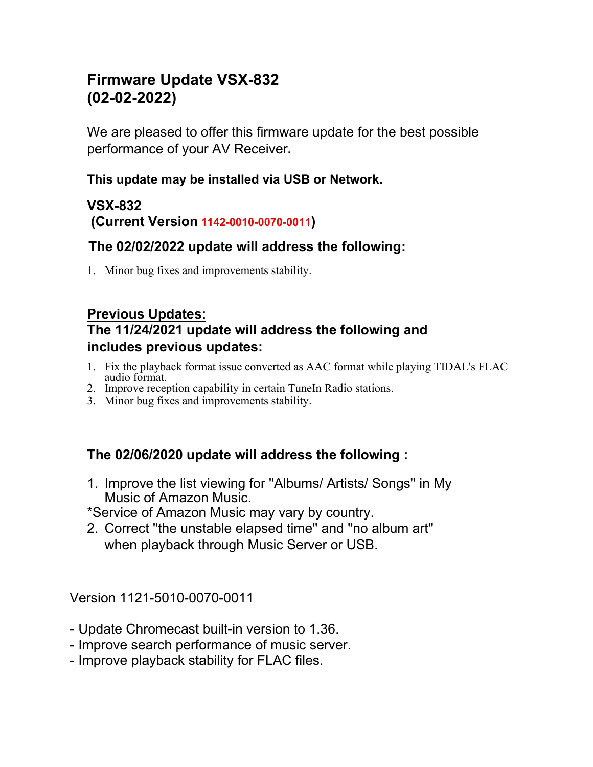# Firmware Update VSX-832
# (02-02-2022)

We are pleased to offer this firmware update for the best possible performance of your AV Receiver**.**

**This update may be installed via USB or Network.**

**VSX-832**
**(Current Version 1142-0010-0070-0011)**

### The 02/02/2022 update will address the following:

1. Minor bug fixes and improvements stability.

### Previous Updates:

### The 11/24/2021 update will address the following and includes previous updates:

1. Fix the playback format issue converted as AAC format while playing TIDAL's FLAC audio format.
2. Improve reception capability in certain TuneIn Radio stations.
3. Minor bug fixes and improvements stability.

### The 02/06/2020 update will address the following :

1. Improve the list viewing for "Albums/ Artists/ Songs" in My Music of Amazon Music.

*Service of Amazon Music may vary by country.

2. Correct "the unstable elapsed time" and "no album art" when playback through Music Server or USB.

Version 1121-5010-0070-0011

- Update Chromecast built-in version to 1.36.
- Improve search performance of music server.
- Improve playback stability for FLAC files.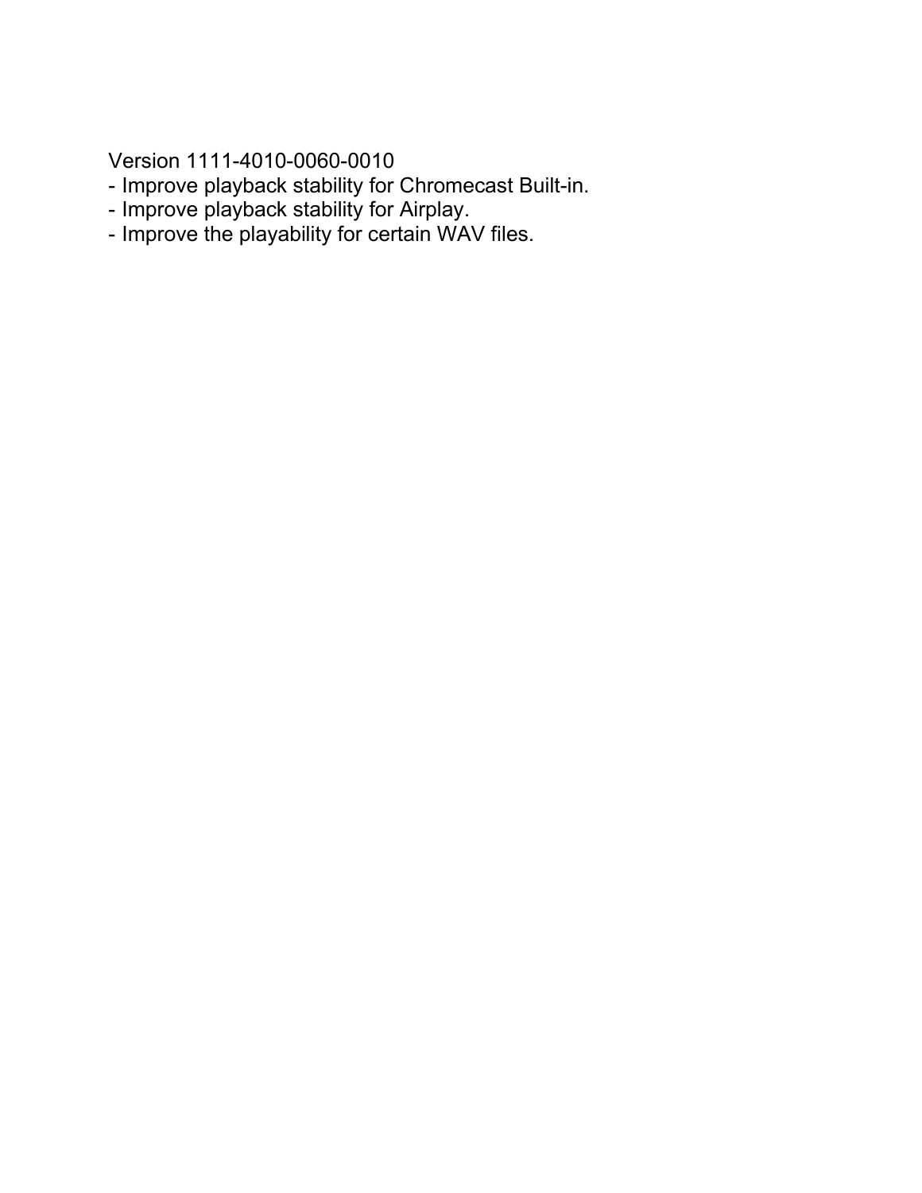Version 1111-4010-0060-0010

- Improve playback stability for Chromecast Built-in.
- Improve playback stability for Airplay.
- Improve the playability for certain WAV files.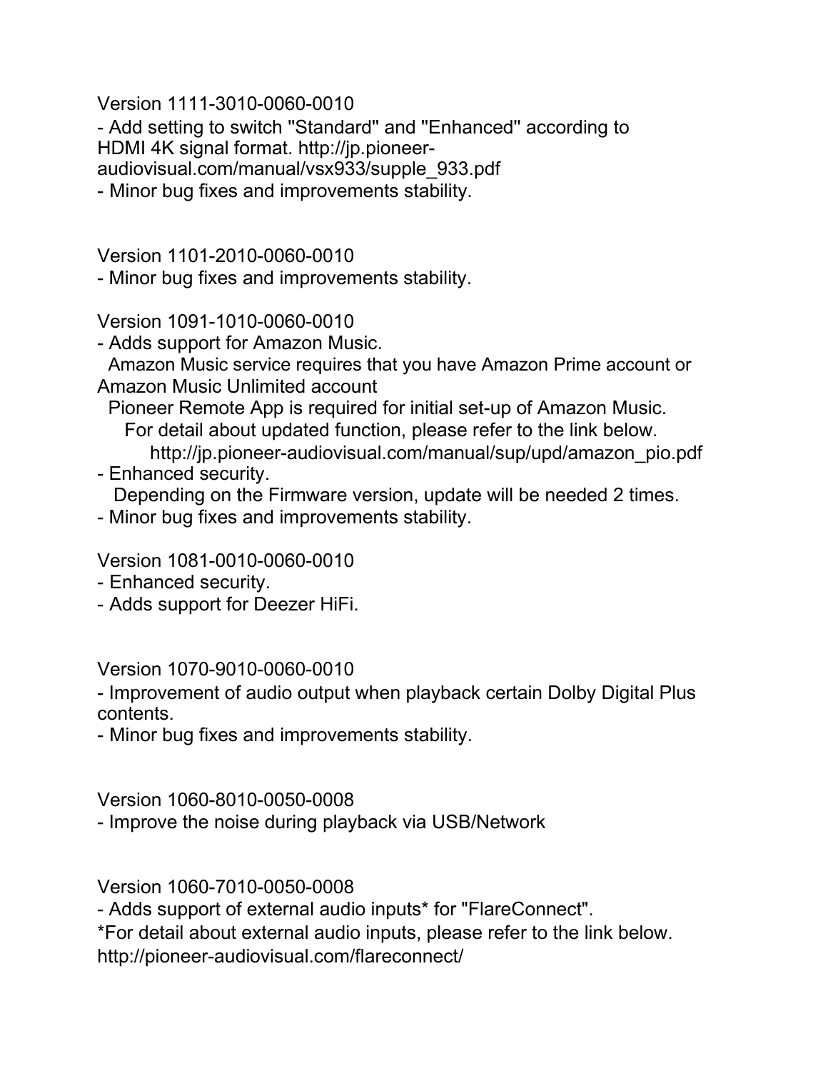Version 1111-3010-0060-0010

- Add setting to switch "Standard" and "Enhanced" according to HDMI 4K signal format. http://jp.pioneer-audiovisual.com/manual/vsx933/supple_933.pdf
- Minor bug fixes and improvements stability.

Version 1101-2010-0060-0010

- Minor bug fixes and improvements stability.

Version 1091-1010-0060-0010

- Adds support for Amazon Music.
  Amazon Music service requires that you have Amazon Prime account or Amazon Music Unlimited account
  Pioneer Remote App is required for initial set-up of Amazon Music.
  For detail about updated function, please refer to the link below.
  http://jp.pioneer-audiovisual.com/manual/sup/upd/amazon_pio.pdf
- Enhanced security.
  Depending on the Firmware version, update will be needed 2 times.
- Minor bug fixes and improvements stability.

Version 1081-0010-0060-0010

- Enhanced security.
- Adds support for Deezer HiFi.

Version 1070-9010-0060-0010

- Improvement of audio output when playback certain Dolby Digital Plus contents.
- Minor bug fixes and improvements stability.

Version 1060-8010-0050-0008

- Improve the noise during playback via USB/Network

Version 1060-7010-0050-0008

- Adds support of external audio inputs* for "FlareConnect".

*For detail about external audio inputs, please refer to the link below.
http://pioneer-audiovisual.com/flareconnect/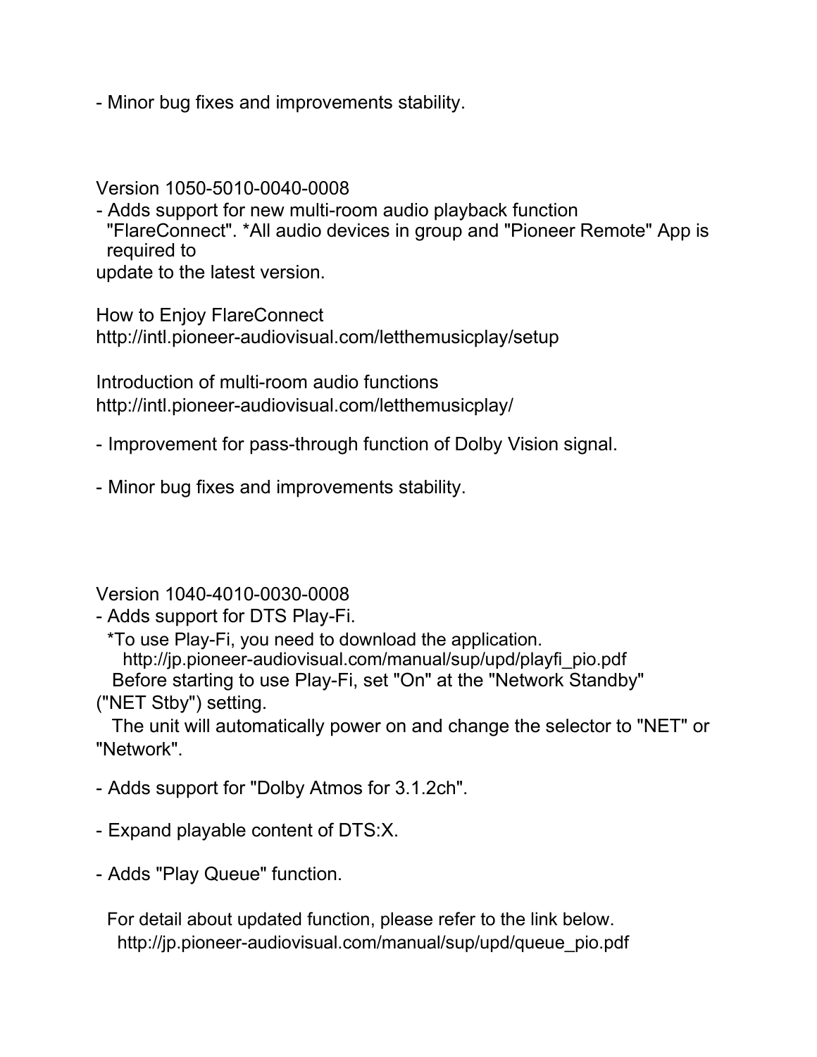- Minor bug fixes and improvements stability.

Version 1050-5010-0040-0008

- Adds support for new multi-room audio playback function "FlareConnect". *All audio devices in group and "Pioneer Remote" App is required to update to the latest version.

How to Enjoy FlareConnect
http://intl.pioneer-audiovisual.com/letthemusicplay/setup

Introduction of multi-room audio functions
http://intl.pioneer-audiovisual.com/letthemusicplay/

- Improvement for pass-through function of Dolby Vision signal.

- Minor bug fixes and improvements stability.

Version 1040-4010-0030-0008

- Adds support for DTS Play-Fi.
  *To use Play-Fi, you need to download the application.
  http://jp.pioneer-audiovisual.com/manual/sup/upd/playfi_pio.pdf
  Before starting to use Play-Fi, set "On" at the "Network Standby" ("NET Stby") setting.
  The unit will automatically power on and change the selector to "NET" or "Network".

- Adds support for "Dolby Atmos for 3.1.2ch".

- Expand playable content of DTS:X.

- Adds "Play Queue" function.

  For detail about updated function, please refer to the link below.
  http://jp.pioneer-audiovisual.com/manual/sup/upd/queue_pio.pdf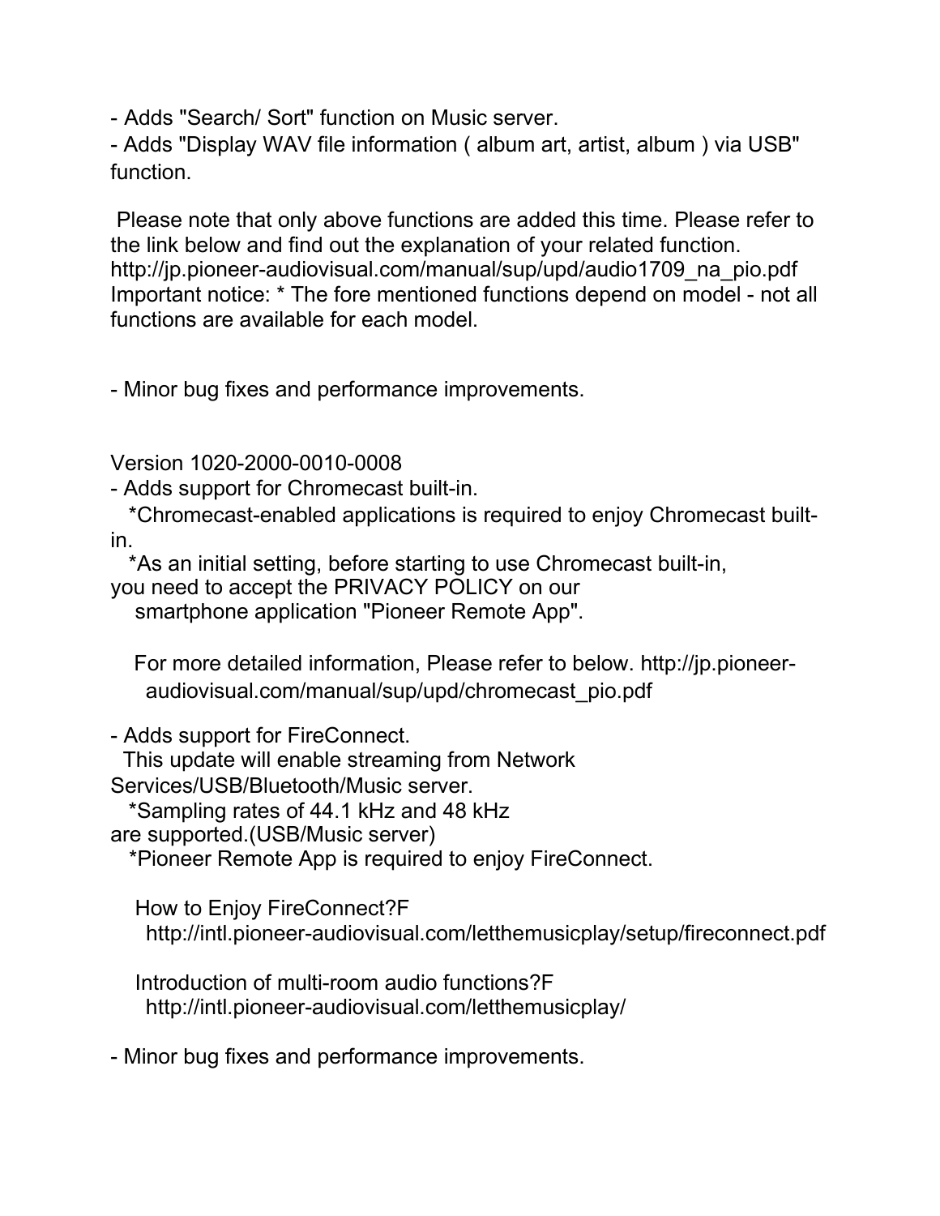- Adds "Search/ Sort" function on Music server.
- Adds "Display WAV file information ( album art, artist, album ) via USB" function.

Please note that only above functions are added this time. Please refer to the link below and find out the explanation of your related function.
http://jp.pioneer-audiovisual.com/manual/sup/upd/audio1709_na_pio.pdf
Important notice: * The fore mentioned functions depend on model - not all functions are available for each model.

- Minor bug fixes and performance improvements.

Version 1020-2000-0010-0008

- Adds support for Chromecast built-in.
  *Chromecast-enabled applications is required to enjoy Chromecast built-in.
  *As an initial setting, before starting to use Chromecast built-in, you need to accept the PRIVACY POLICY on our smartphone application "Pioneer Remote App".

  For more detailed information, Please refer to below. http://jp.pioneer-audiovisual.com/manual/sup/upd/chromecast_pio.pdf

- Adds support for FireConnect.
  This update will enable streaming from Network Services/USB/Bluetooth/Music server.
  *Sampling rates of 44.1 kHz and 48 kHz are supported.(USB/Music server)
  *Pioneer Remote App is required to enjoy FireConnect.

  How to Enjoy FireConnect?F
  http://intl.pioneer-audiovisual.com/letthemusicplay/setup/fireconnect.pdf

  Introduction of multi-room audio functions?F
  http://intl.pioneer-audiovisual.com/letthemusicplay/

- Minor bug fixes and performance improvements.